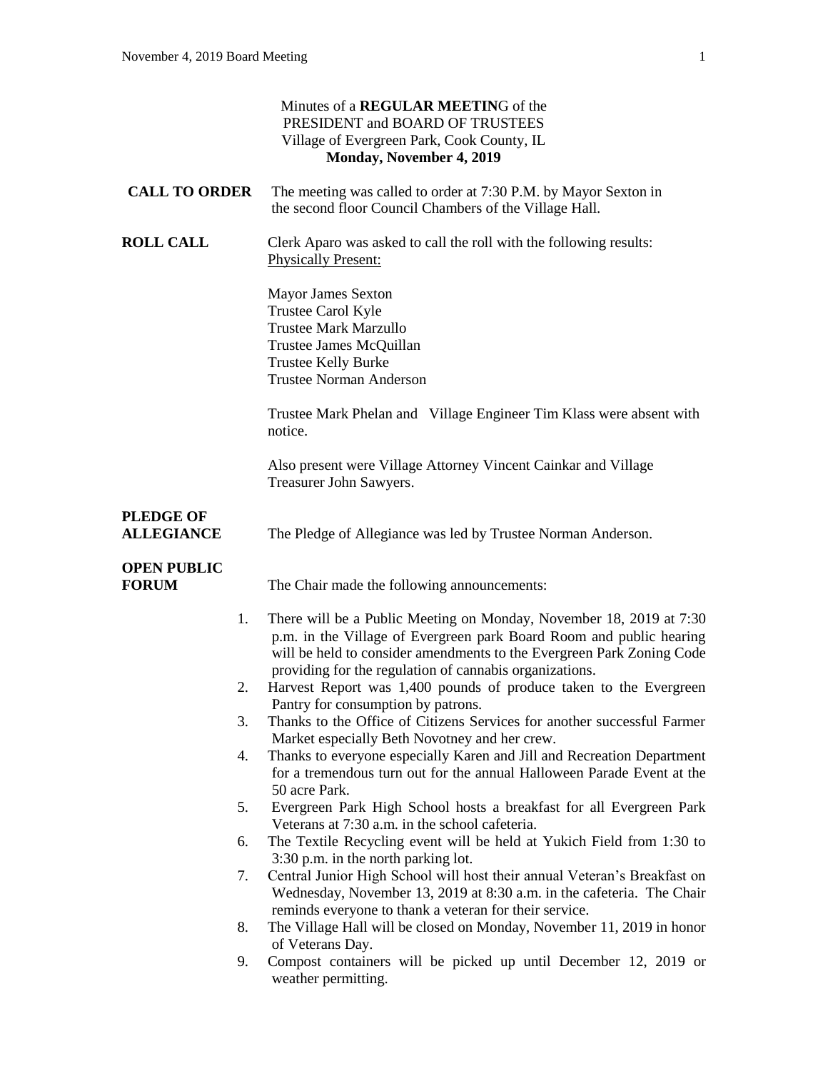Minutes of a **REGULAR MEETIN**G of the
PRESIDENT and BOARD OF TRUSTEES
Village of Evergreen Park, Cook County, IL
**Monday, November 4, 2019**

**CALL TO ORDER** The meeting was called to order at 7:30 P.M. by Mayor Sexton in the second floor Council Chambers of the Village Hall.

**ROLL CALL** Clerk Aparo was asked to call the roll with the following results:
Physically Present:

Mayor James Sexton
Trustee Carol Kyle
Trustee Mark Marzullo
Trustee James McQuillan
Trustee Kelly Burke
Trustee Norman Anderson

Trustee Mark Phelan and Village Engineer Tim Klass were absent with notice.

Also present were Village Attorney Vincent Cainkar and Village Treasurer John Sawyers.

**PLEDGE OF ALLEGIANCE** The Pledge of Allegiance was led by Trustee Norman Anderson.

**OPEN PUBLIC FORUM** The Chair made the following announcements:

1. There will be a Public Meeting on Monday, November 18, 2019 at 7:30 p.m. in the Village of Evergreen park Board Room and public hearing will be held to consider amendments to the Evergreen Park Zoning Code providing for the regulation of cannabis organizations.
2. Harvest Report was 1,400 pounds of produce taken to the Evergreen Pantry for consumption by patrons.
3. Thanks to the Office of Citizens Services for another successful Farmer Market especially Beth Novotney and her crew.
4. Thanks to everyone especially Karen and Jill and Recreation Department for a tremendous turn out for the annual Halloween Parade Event at the 50 acre Park.
5. Evergreen Park High School hosts a breakfast for all Evergreen Park Veterans at 7:30 a.m. in the school cafeteria.
6. The Textile Recycling event will be held at Yukich Field from 1:30 to 3:30 p.m. in the north parking lot.
7. Central Junior High School will host their annual Veteran's Breakfast on Wednesday, November 13, 2019 at 8:30 a.m. in the cafeteria. The Chair reminds everyone to thank a veteran for their service.
8. The Village Hall will be closed on Monday, November 11, 2019 in honor of Veterans Day.
9. Compost containers will be picked up until December 12, 2019 or weather permitting.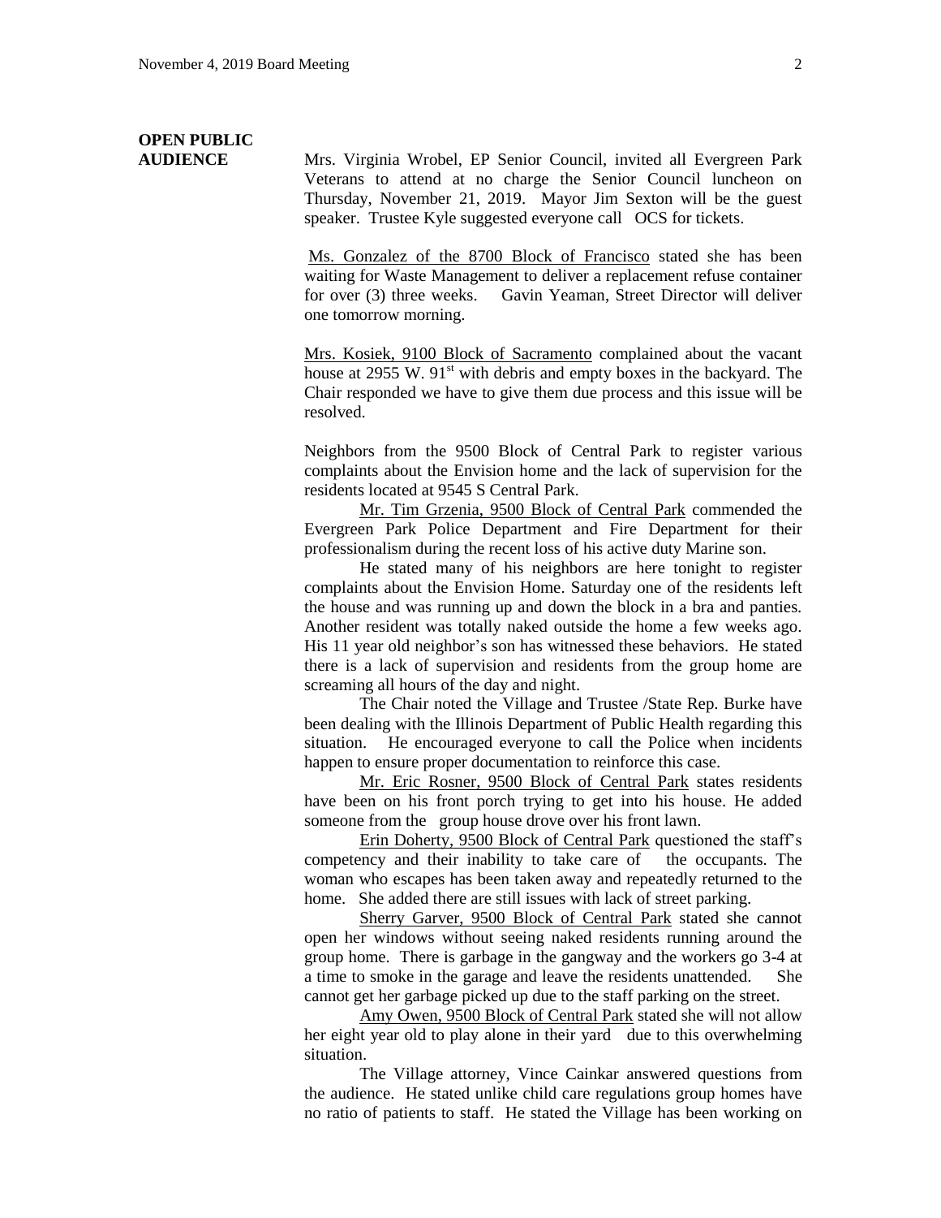**OPEN PUBLIC AUDIENCE**

Mrs. Virginia Wrobel, EP Senior Council, invited all Evergreen Park Veterans to attend at no charge the Senior Council luncheon on Thursday, November 21, 2019. Mayor Jim Sexton will be the guest speaker. Trustee Kyle suggested everyone call OCS for tickets.

Ms. Gonzalez of the 8700 Block of Francisco stated she has been waiting for Waste Management to deliver a replacement refuse container for over (3) three weeks. Gavin Yeaman, Street Director will deliver one tomorrow morning.

Mrs. Kosiek, 9100 Block of Sacramento complained about the vacant house at 2955 W. 91st with debris and empty boxes in the backyard. The Chair responded we have to give them due process and this issue will be resolved.

Neighbors from the 9500 Block of Central Park to register various complaints about the Envision home and the lack of supervision for the residents located at 9545 S Central Park.

Mr. Tim Grzenia, 9500 Block of Central Park commended the Evergreen Park Police Department and Fire Department for their professionalism during the recent loss of his active duty Marine son.

He stated many of his neighbors are here tonight to register complaints about the Envision Home. Saturday one of the residents left the house and was running up and down the block in a bra and panties. Another resident was totally naked outside the home a few weeks ago. His 11 year old neighbor's son has witnessed these behaviors. He stated there is a lack of supervision and residents from the group home are screaming all hours of the day and night.

The Chair noted the Village and Trustee /State Rep. Burke have been dealing with the Illinois Department of Public Health regarding this situation. He encouraged everyone to call the Police when incidents happen to ensure proper documentation to reinforce this case.

Mr. Eric Rosner, 9500 Block of Central Park states residents have been on his front porch trying to get into his house. He added someone from the group house drove over his front lawn.

Erin Doherty, 9500 Block of Central Park questioned the staff's competency and their inability to take care of the occupants. The woman who escapes has been taken away and repeatedly returned to the home. She added there are still issues with lack of street parking.

Sherry Garver, 9500 Block of Central Park stated she cannot open her windows without seeing naked residents running around the group home. There is garbage in the gangway and the workers go 3-4 at a time to smoke in the garage and leave the residents unattended. She cannot get her garbage picked up due to the staff parking on the street.

Amy Owen, 9500 Block of Central Park stated she will not allow her eight year old to play alone in their yard due to this overwhelming situation.

The Village attorney, Vince Cainkar answered questions from the audience. He stated unlike child care regulations group homes have no ratio of patients to staff. He stated the Village has been working on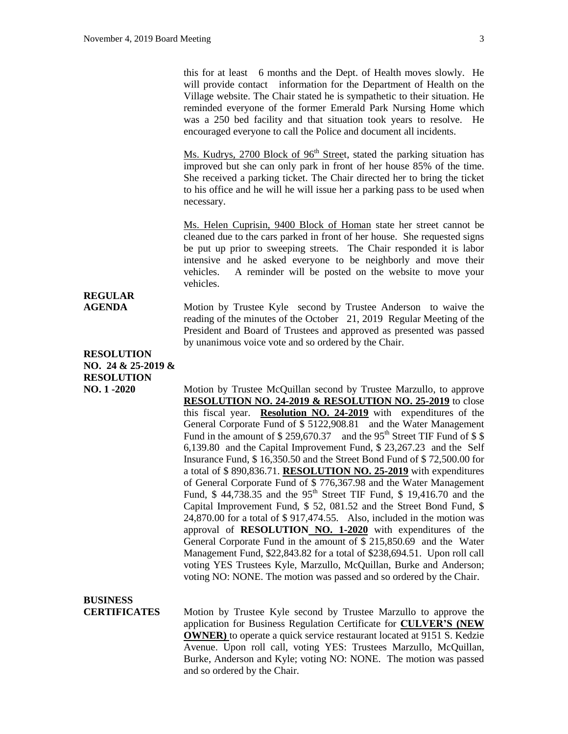this for at least 6 months and the Dept. of Health moves slowly. He will provide contact information for the Department of Health on the Village website. The Chair stated he is sympathetic to their situation. He reminded everyone of the former Emerald Park Nursing Home which was a 250 bed facility and that situation took years to resolve. He encouraged everyone to call the Police and document all incidents.

Ms. Kudrys, 2700 Block of 96th Street, stated the parking situation has improved but she can only park in front of her house 85% of the time. She received a parking ticket. The Chair directed her to bring the ticket to his office and he will he will issue her a parking pass to be used when necessary.

Ms. Helen Cuprisin, 9400 Block of Homan state her street cannot be cleaned due to the cars parked in front of her house. She requested signs be put up prior to sweeping streets. The Chair responded it is labor intensive and he asked everyone to be neighborly and move their vehicles. A reminder will be posted on the website to move your vehicles.

**REGULAR AGENDA**

Motion by Trustee Kyle second by Trustee Anderson to waive the reading of the minutes of the October 21, 2019 Regular Meeting of the President and Board of Trustees and approved as presented was passed by unanimous voice vote and so ordered by the Chair.

**RESOLUTION NO. 24 & 25-2019 & RESOLUTION NO. 1 -2020**

Motion by Trustee McQuillan second by Trustee Marzullo, to approve **RESOLUTION NO. 24-2019 & RESOLUTION NO. 25-2019** to close this fiscal year. **Resolution NO. 24-2019** with expenditures of the General Corporate Fund of $ 5122,908.81 and the Water Management Fund in the amount of $ 259,670.37 and the 95th Street TIF Fund of $ $ 6,139.80 and the Capital Improvement Fund, $ 23,267.23 and the Self Insurance Fund, $ 16,350.50 and the Street Bond Fund of $ 72,500.00 for a total of $ 890,836.71. **RESOLUTION NO. 25-2019** with expenditures of General Corporate Fund of $ 776,367.98 and the Water Management Fund, $ 44,738.35 and the 95th Street TIF Fund, $ 19,416.70 and the Capital Improvement Fund, $ 52, 081.52 and the Street Bond Fund, $ 24,870.00 for a total of $ 917,474.55. Also, included in the motion was approval of **RESOLUTION NO. 1-2020** with expenditures of the General Corporate Fund in the amount of $ 215,850.69 and the Water Management Fund, $22,843.82 for a total of $238,694.51. Upon roll call voting YES Trustees Kyle, Marzullo, McQuillan, Burke and Anderson; voting NO: NONE. The motion was passed and so ordered by the Chair.

**BUSINESS CERTIFICATES**

Motion by Trustee Kyle second by Trustee Marzullo to approve the application for Business Regulation Certificate for **CULVER'S (NEW OWNER)** to operate a quick service restaurant located at 9151 S. Kedzie Avenue. Upon roll call, voting YES: Trustees Marzullo, McQuillan, Burke, Anderson and Kyle; voting NO: NONE. The motion was passed and so ordered by the Chair.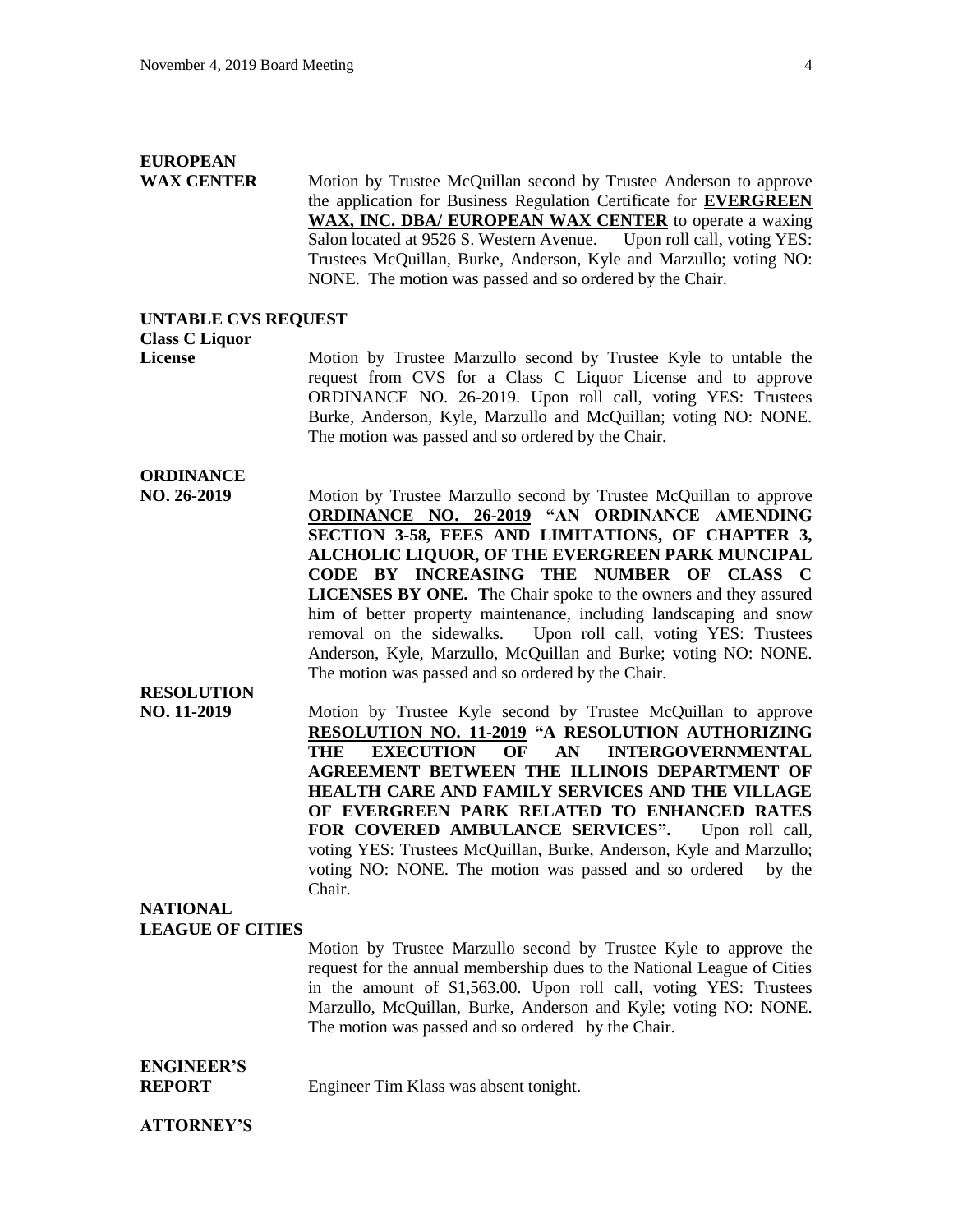**EUROPEAN WAX CENTER**

Motion by Trustee McQuillan second by Trustee Anderson to approve the application for Business Regulation Certificate for **EVERGREEN WAX, INC. DBA/ EUROPEAN WAX CENTER** to operate a waxing Salon located at 9526 S. Western Avenue. Upon roll call, voting YES: Trustees McQuillan, Burke, Anderson, Kyle and Marzullo; voting NO: NONE. The motion was passed and so ordered by the Chair.

**UNTABLE CVS REQUEST Class C Liquor License**

Motion by Trustee Marzullo second by Trustee Kyle to untable the request from CVS for a Class C Liquor License and to approve ORDINANCE NO. 26-2019. Upon roll call, voting YES: Trustees Burke, Anderson, Kyle, Marzullo and McQuillan; voting NO: NONE. The motion was passed and so ordered by the Chair.

**ORDINANCE NO. 26-2019**

Motion by Trustee Marzullo second by Trustee McQuillan to approve **ORDINANCE NO. 26-2019 "AN ORDINANCE AMENDING SECTION 3-58, FEES AND LIMITATIONS, OF CHAPTER 3, ALCHOLIC LIQUOR, OF THE EVERGREEN PARK MUNCIPAL CODE BY INCREASING THE NUMBER OF CLASS C LICENSES BY ONE. T**he Chair spoke to the owners and they assured him of better property maintenance, including landscaping and snow removal on the sidewalks. Upon roll call, voting YES: Trustees Anderson, Kyle, Marzullo, McQuillan and Burke; voting NO: NONE. The motion was passed and so ordered by the Chair.

**RESOLUTION NO. 11-2019**

Motion by Trustee Kyle second by Trustee McQuillan to approve **RESOLUTION NO. 11-2019 "A RESOLUTION AUTHORIZING THE EXECUTION OF AN INTERGOVERNMENTAL AGREEMENT BETWEEN THE ILLINOIS DEPARTMENT OF HEALTH CARE AND FAMILY SERVICES AND THE VILLAGE OF EVERGREEN PARK RELATED TO ENHANCED RATES FOR COVERED AMBULANCE SERVICES".** Upon roll call, voting YES: Trustees McQuillan, Burke, Anderson, Kyle and Marzullo; voting NO: NONE. The motion was passed and so ordered by the Chair.

**NATIONAL LEAGUE OF CITIES**

Motion by Trustee Marzullo second by Trustee Kyle to approve the request for the annual membership dues to the National League of Cities in the amount of $1,563.00. Upon roll call, voting YES: Trustees Marzullo, McQuillan, Burke, Anderson and Kyle; voting NO: NONE. The motion was passed and so ordered by the Chair.

**ENGINEER'S REPORT**

Engineer Tim Klass was absent tonight.

**ATTORNEY'S**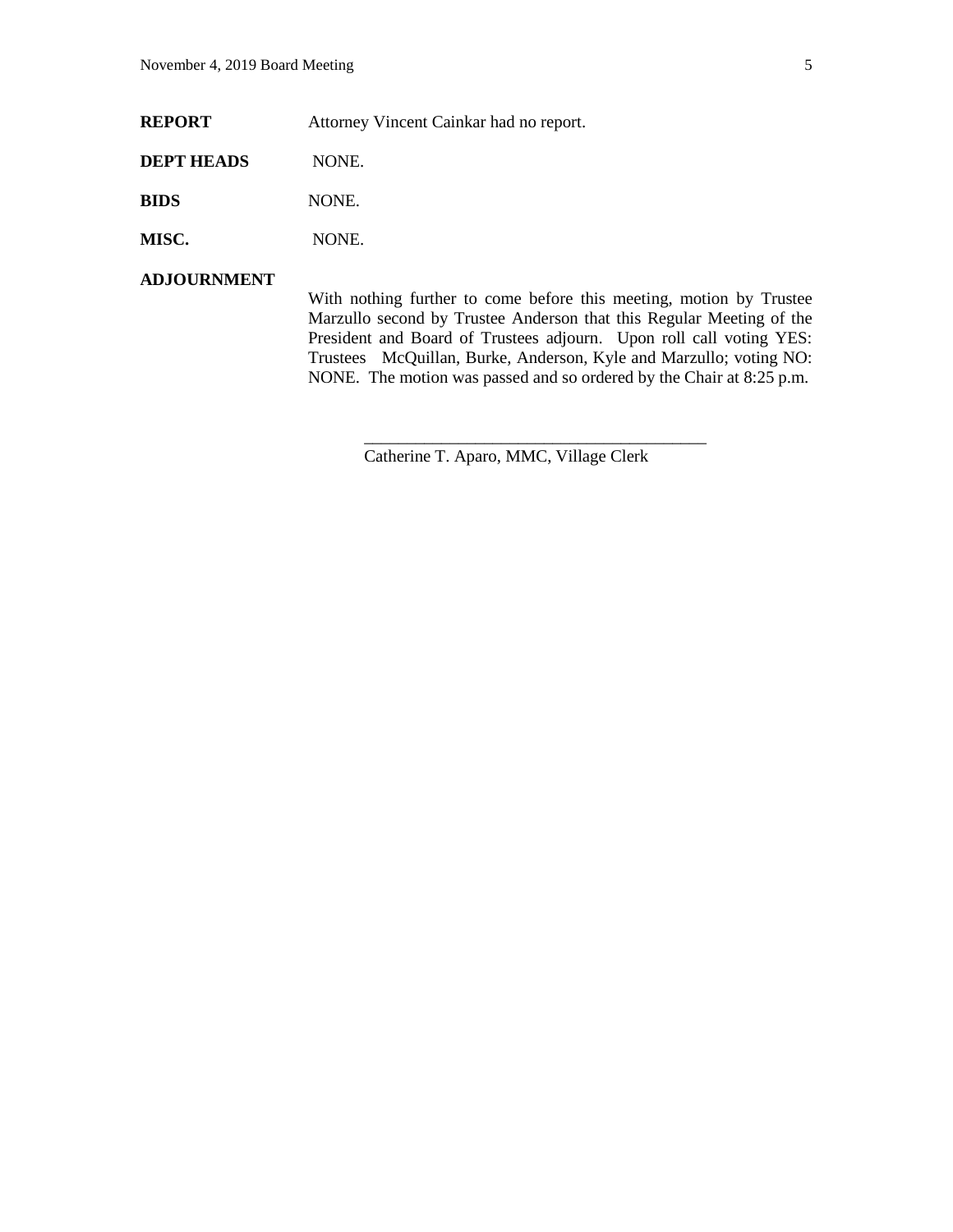**REPORT** Attorney Vincent Cainkar had no report.

**DEPT HEADS** NONE.

**BIDS** NONE.

**MISC.** NONE.

**ADJOURNMENT**

With nothing further to come before this meeting, motion by Trustee Marzullo second by Trustee Anderson that this Regular Meeting of the President and Board of Trustees adjourn. Upon roll call voting YES: Trustees McQuillan, Burke, Anderson, Kyle and Marzullo; voting NO: NONE. The motion was passed and so ordered by the Chair at 8:25 p.m.

\_\_\_\_\_\_\_\_\_\_\_\_\_\_\_\_\_\_\_\_\_\_\_\_\_\_\_\_\_\_\_\_\_\_\_\_\_\_\_\_

Catherine T. Aparo, MMC, Village Clerk